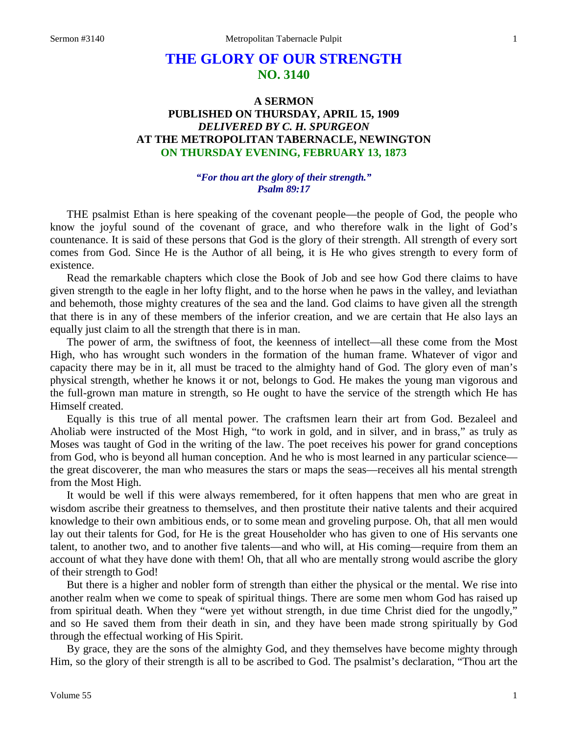# THE GLORY OF OUR STRENGTH
## NO. 3140

### A SERMON
### PUBLISHED ON THURSDAY, APRIL 15, 1909
### *DELIVERED BY C. H. SPURGEON*
### AT THE METROPOLITAN TABERNACLE, NEWINGTON
### ON THURSDAY EVENING, FEBRUARY 13, 1873

***"For thou art the glory of their strength."***
***Psalm 89:17***

THE psalmist Ethan is here speaking of the covenant people—the people of God, the people who know the joyful sound of the covenant of grace, and who therefore walk in the light of God's countenance. It is said of these persons that God is the glory of their strength. All strength of every sort comes from God. Since He is the Author of all being, it is He who gives strength to every form of existence.

Read the remarkable chapters which close the Book of Job and see how God there claims to have given strength to the eagle in her lofty flight, and to the horse when he paws in the valley, and leviathan and behemoth, those mighty creatures of the sea and the land. God claims to have given all the strength that there is in any of these members of the inferior creation, and we are certain that He also lays an equally just claim to all the strength that there is in man.

The power of arm, the swiftness of foot, the keenness of intellect—all these come from the Most High, who has wrought such wonders in the formation of the human frame. Whatever of vigor and capacity there may be in it, all must be traced to the almighty hand of God. The glory even of man's physical strength, whether he knows it or not, belongs to God. He makes the young man vigorous and the full-grown man mature in strength, so He ought to have the service of the strength which He has Himself created.

Equally is this true of all mental power. The craftsmen learn their art from God. Bezaleel and Aholiab were instructed of the Most High, "to work in gold, and in silver, and in brass," as truly as Moses was taught of God in the writing of the law. The poet receives his power for grand conceptions from God, who is beyond all human conception. And he who is most learned in any particular science—the great discoverer, the man who measures the stars or maps the seas—receives all his mental strength from the Most High.

It would be well if this were always remembered, for it often happens that men who are great in wisdom ascribe their greatness to themselves, and then prostitute their native talents and their acquired knowledge to their own ambitious ends, or to some mean and groveling purpose. Oh, that all men would lay out their talents for God, for He is the great Householder who has given to one of His servants one talent, to another two, and to another five talents—and who will, at His coming—require from them an account of what they have done with them! Oh, that all who are mentally strong would ascribe the glory of their strength to God!

But there is a higher and nobler form of strength than either the physical or the mental. We rise into another realm when we come to speak of spiritual things. There are some men whom God has raised up from spiritual death. When they "were yet without strength, in due time Christ died for the ungodly," and so He saved them from their death in sin, and they have been made strong spiritually by God through the effectual working of His Spirit.

By grace, they are the sons of the almighty God, and they themselves have become mighty through Him, so the glory of their strength is all to be ascribed to God. The psalmist's declaration, "Thou art the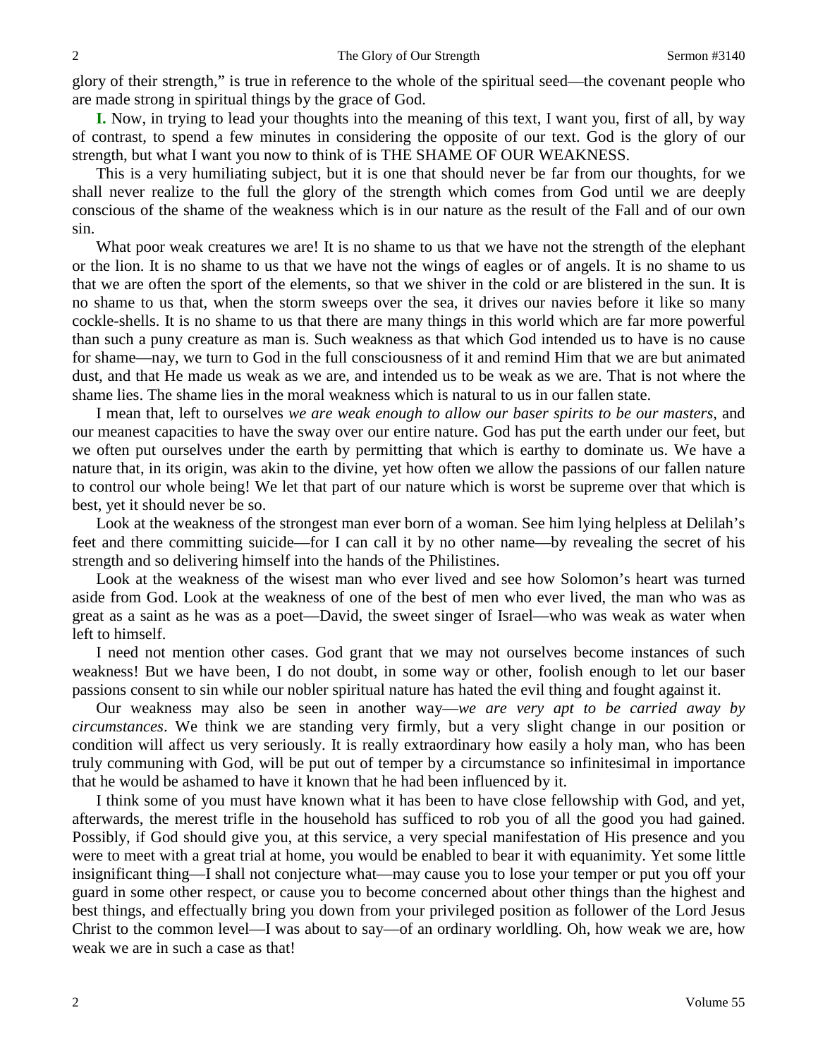glory of their strength," is true in reference to the whole of the spiritual seed—the covenant people who are made strong in spiritual things by the grace of God.

**I.** Now, in trying to lead your thoughts into the meaning of this text, I want you, first of all, by way of contrast, to spend a few minutes in considering the opposite of our text. God is the glory of our strength, but what I want you now to think of is THE SHAME OF OUR WEAKNESS.

This is a very humiliating subject, but it is one that should never be far from our thoughts, for we shall never realize to the full the glory of the strength which comes from God until we are deeply conscious of the shame of the weakness which is in our nature as the result of the Fall and of our own sin.

What poor weak creatures we are! It is no shame to us that we have not the strength of the elephant or the lion. It is no shame to us that we have not the wings of eagles or of angels. It is no shame to us that we are often the sport of the elements, so that we shiver in the cold or are blistered in the sun. It is no shame to us that, when the storm sweeps over the sea, it drives our navies before it like so many cockle-shells. It is no shame to us that there are many things in this world which are far more powerful than such a puny creature as man is. Such weakness as that which God intended us to have is no cause for shame—nay, we turn to God in the full consciousness of it and remind Him that we are but animated dust, and that He made us weak as we are, and intended us to be weak as we are. That is not where the shame lies. The shame lies in the moral weakness which is natural to us in our fallen state.

I mean that, left to ourselves *we are weak enough to allow our baser spirits to be our masters*, and our meanest capacities to have the sway over our entire nature. God has put the earth under our feet, but we often put ourselves under the earth by permitting that which is earthy to dominate us. We have a nature that, in its origin, was akin to the divine, yet how often we allow the passions of our fallen nature to control our whole being! We let that part of our nature which is worst be supreme over that which is best, yet it should never be so.

Look at the weakness of the strongest man ever born of a woman. See him lying helpless at Delilah's feet and there committing suicide—for I can call it by no other name—by revealing the secret of his strength and so delivering himself into the hands of the Philistines.

Look at the weakness of the wisest man who ever lived and see how Solomon's heart was turned aside from God. Look at the weakness of one of the best of men who ever lived, the man who was as great as a saint as he was as a poet—David, the sweet singer of Israel—who was weak as water when left to himself.

I need not mention other cases. God grant that we may not ourselves become instances of such weakness! But we have been, I do not doubt, in some way or other, foolish enough to let our baser passions consent to sin while our nobler spiritual nature has hated the evil thing and fought against it.

Our weakness may also be seen in another way—*we are very apt to be carried away by circumstances*. We think we are standing very firmly, but a very slight change in our position or condition will affect us very seriously. It is really extraordinary how easily a holy man, who has been truly communing with God, will be put out of temper by a circumstance so infinitesimal in importance that he would be ashamed to have it known that he had been influenced by it.

I think some of you must have known what it has been to have close fellowship with God, and yet, afterwards, the merest trifle in the household has sufficed to rob you of all the good you had gained. Possibly, if God should give you, at this service, a very special manifestation of His presence and you were to meet with a great trial at home, you would be enabled to bear it with equanimity. Yet some little insignificant thing—I shall not conjecture what—may cause you to lose your temper or put you off your guard in some other respect, or cause you to become concerned about other things than the highest and best things, and effectually bring you down from your privileged position as follower of the Lord Jesus Christ to the common level—I was about to say—of an ordinary worldling. Oh, how weak we are, how weak we are in such a case as that!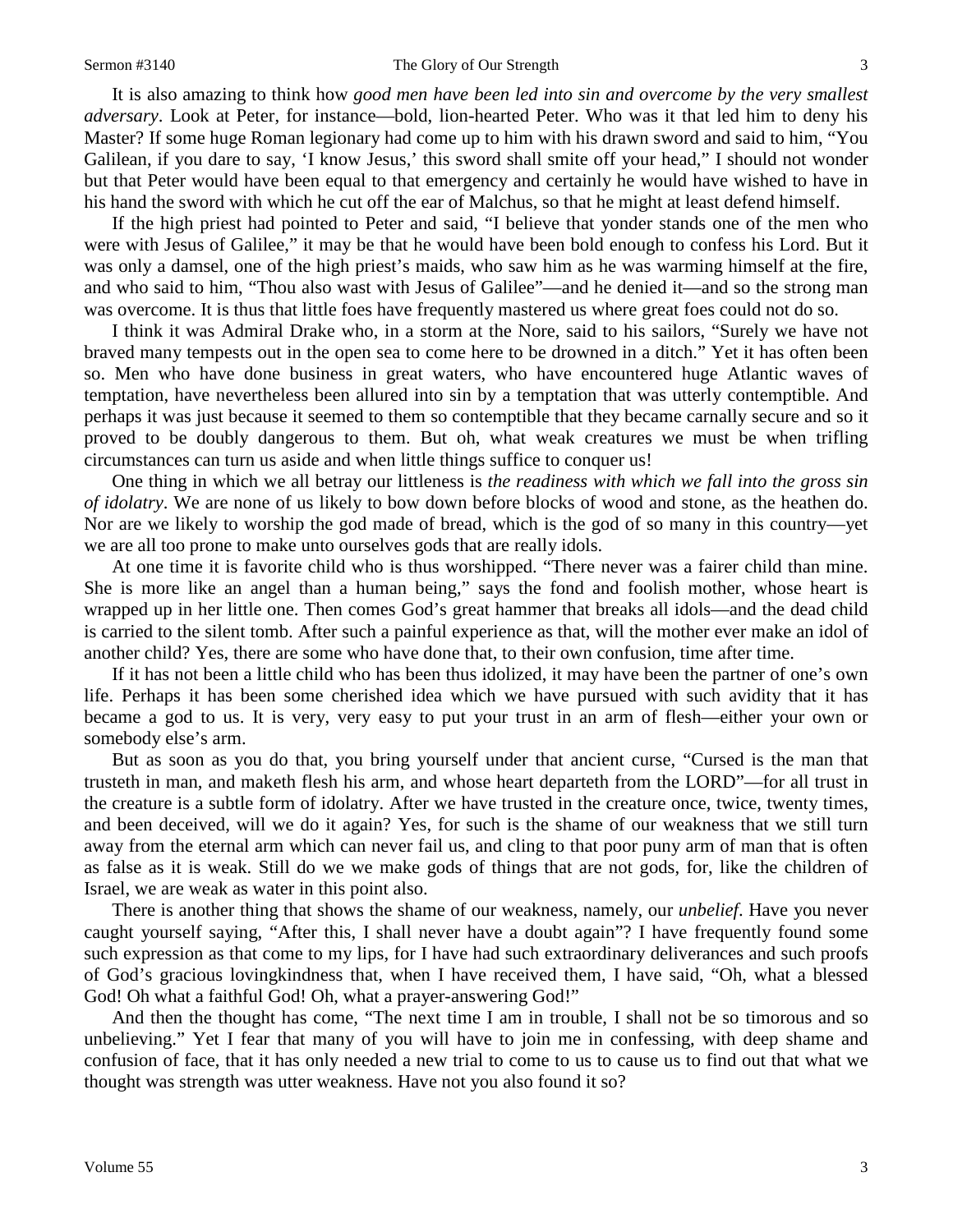It is also amazing to think how *good men have been led into sin and overcome by the very smallest adversary*. Look at Peter, for instance—bold, lion-hearted Peter. Who was it that led him to deny his Master? If some huge Roman legionary had come up to him with his drawn sword and said to him, "You Galilean, if you dare to say, 'I know Jesus,' this sword shall smite off your head," I should not wonder but that Peter would have been equal to that emergency and certainly he would have wished to have in his hand the sword with which he cut off the ear of Malchus, so that he might at least defend himself.

If the high priest had pointed to Peter and said, "I believe that yonder stands one of the men who were with Jesus of Galilee," it may be that he would have been bold enough to confess his Lord. But it was only a damsel, one of the high priest's maids, who saw him as he was warming himself at the fire, and who said to him, "Thou also wast with Jesus of Galilee"—and he denied it—and so the strong man was overcome. It is thus that little foes have frequently mastered us where great foes could not do so.

I think it was Admiral Drake who, in a storm at the Nore, said to his sailors, "Surely we have not braved many tempests out in the open sea to come here to be drowned in a ditch." Yet it has often been so. Men who have done business in great waters, who have encountered huge Atlantic waves of temptation, have nevertheless been allured into sin by a temptation that was utterly contemptible. And perhaps it was just because it seemed to them so contemptible that they became carnally secure and so it proved to be doubly dangerous to them. But oh, what weak creatures we must be when trifling circumstances can turn us aside and when little things suffice to conquer us!

One thing in which we all betray our littleness is *the readiness with which we fall into the gross sin of idolatry*. We are none of us likely to bow down before blocks of wood and stone, as the heathen do. Nor are we likely to worship the god made of bread, which is the god of so many in this country—yet we are all too prone to make unto ourselves gods that are really idols.

At one time it is favorite child who is thus worshipped. "There never was a fairer child than mine. She is more like an angel than a human being," says the fond and foolish mother, whose heart is wrapped up in her little one. Then comes God's great hammer that breaks all idols—and the dead child is carried to the silent tomb. After such a painful experience as that, will the mother ever make an idol of another child? Yes, there are some who have done that, to their own confusion, time after time.

If it has not been a little child who has been thus idolized, it may have been the partner of one's own life. Perhaps it has been some cherished idea which we have pursued with such avidity that it has became a god to us. It is very, very easy to put your trust in an arm of flesh—either your own or somebody else's arm.

But as soon as you do that, you bring yourself under that ancient curse, "Cursed is the man that trusteth in man, and maketh flesh his arm, and whose heart departeth from the LORD"—for all trust in the creature is a subtle form of idolatry. After we have trusted in the creature once, twice, twenty times, and been deceived, will we do it again? Yes, for such is the shame of our weakness that we still turn away from the eternal arm which can never fail us, and cling to that poor puny arm of man that is often as false as it is weak. Still do we we make gods of things that are not gods, for, like the children of Israel, we are weak as water in this point also.

There is another thing that shows the shame of our weakness, namely, our *unbelief*. Have you never caught yourself saying, "After this, I shall never have a doubt again"? I have frequently found some such expression as that come to my lips, for I have had such extraordinary deliverances and such proofs of God's gracious lovingkindness that, when I have received them, I have said, "Oh, what a blessed God! Oh what a faithful God! Oh, what a prayer-answering God!"

And then the thought has come, "The next time I am in trouble, I shall not be so timorous and so unbelieving." Yet I fear that many of you will have to join me in confessing, with deep shame and confusion of face, that it has only needed a new trial to come to us to cause us to find out that what we thought was strength was utter weakness. Have not you also found it so?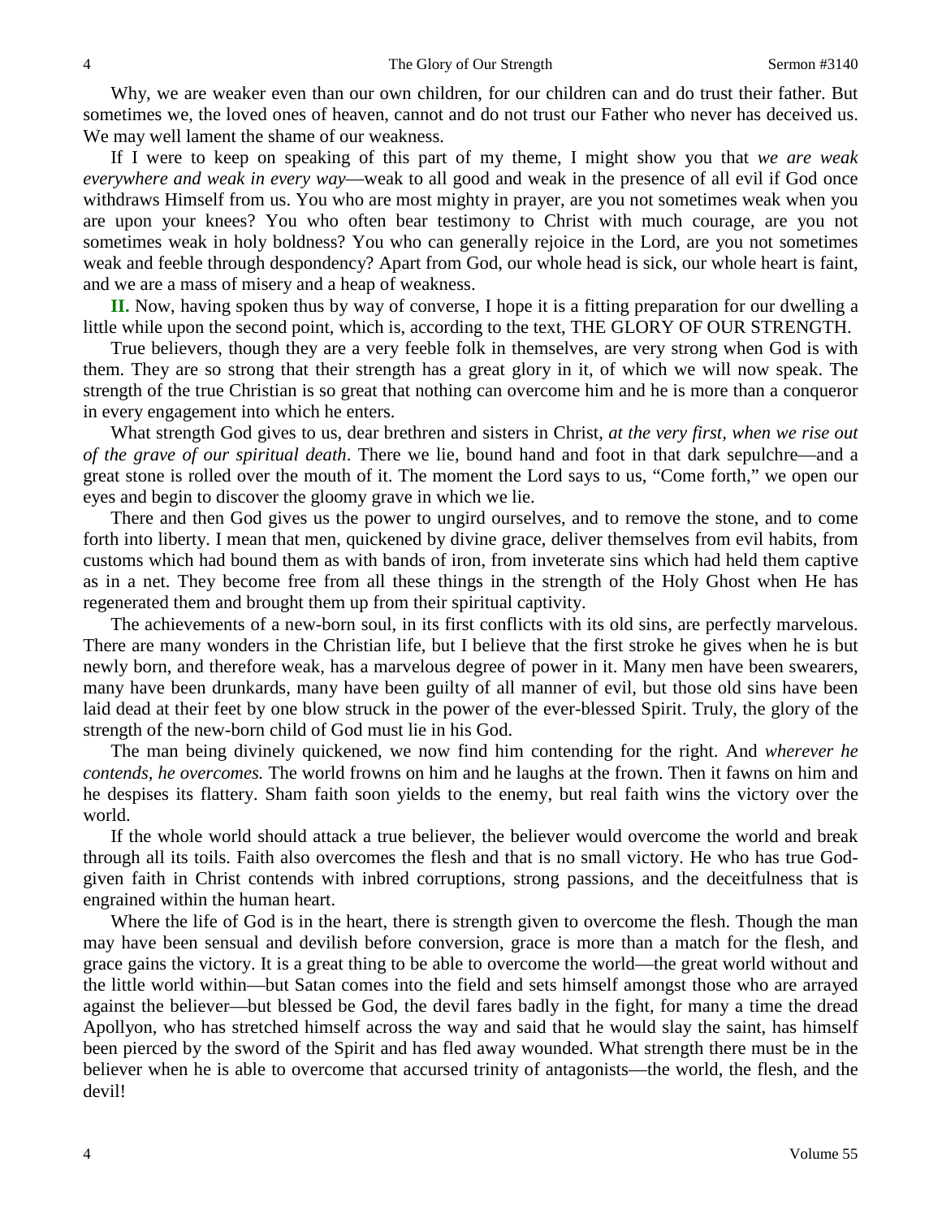Why, we are weaker even than our own children, for our children can and do trust their father. But sometimes we, the loved ones of heaven, cannot and do not trust our Father who never has deceived us. We may well lament the shame of our weakness.

If I were to keep on speaking of this part of my theme, I might show you that *we are weak everywhere and weak in every way*—weak to all good and weak in the presence of all evil if God once withdraws Himself from us. You who are most mighty in prayer, are you not sometimes weak when you are upon your knees? You who often bear testimony to Christ with much courage, are you not sometimes weak in holy boldness? You who can generally rejoice in the Lord, are you not sometimes weak and feeble through despondency? Apart from God, our whole head is sick, our whole heart is faint, and we are a mass of misery and a heap of weakness.

**II.** Now, having spoken thus by way of converse, I hope it is a fitting preparation for our dwelling a little while upon the second point, which is, according to the text, THE GLORY OF OUR STRENGTH.

True believers, though they are a very feeble folk in themselves, are very strong when God is with them. They are so strong that their strength has a great glory in it, of which we will now speak. The strength of the true Christian is so great that nothing can overcome him and he is more than a conqueror in every engagement into which he enters.

What strength God gives to us, dear brethren and sisters in Christ, *at the very first, when we rise out of the grave of our spiritual death*. There we lie, bound hand and foot in that dark sepulchre—and a great stone is rolled over the mouth of it. The moment the Lord says to us, "Come forth," we open our eyes and begin to discover the gloomy grave in which we lie.

There and then God gives us the power to ungird ourselves, and to remove the stone, and to come forth into liberty. I mean that men, quickened by divine grace, deliver themselves from evil habits, from customs which had bound them as with bands of iron, from inveterate sins which had held them captive as in a net. They become free from all these things in the strength of the Holy Ghost when He has regenerated them and brought them up from their spiritual captivity.

The achievements of a new-born soul, in its first conflicts with its old sins, are perfectly marvelous. There are many wonders in the Christian life, but I believe that the first stroke he gives when he is but newly born, and therefore weak, has a marvelous degree of power in it. Many men have been swearers, many have been drunkards, many have been guilty of all manner of evil, but those old sins have been laid dead at their feet by one blow struck in the power of the ever-blessed Spirit. Truly, the glory of the strength of the new-born child of God must lie in his God.

The man being divinely quickened, we now find him contending for the right. And *wherever he contends, he overcomes.* The world frowns on him and he laughs at the frown. Then it fawns on him and he despises its flattery. Sham faith soon yields to the enemy, but real faith wins the victory over the world.

If the whole world should attack a true believer, the believer would overcome the world and break through all its toils. Faith also overcomes the flesh and that is no small victory. He who has true God-given faith in Christ contends with inbred corruptions, strong passions, and the deceitfulness that is engrained within the human heart.

Where the life of God is in the heart, there is strength given to overcome the flesh. Though the man may have been sensual and devilish before conversion, grace is more than a match for the flesh, and grace gains the victory. It is a great thing to be able to overcome the world—the great world without and the little world within—but Satan comes into the field and sets himself amongst those who are arrayed against the believer—but blessed be God, the devil fares badly in the fight, for many a time the dread Apollyon, who has stretched himself across the way and said that he would slay the saint, has himself been pierced by the sword of the Spirit and has fled away wounded. What strength there must be in the believer when he is able to overcome that accursed trinity of antagonists—the world, the flesh, and the devil!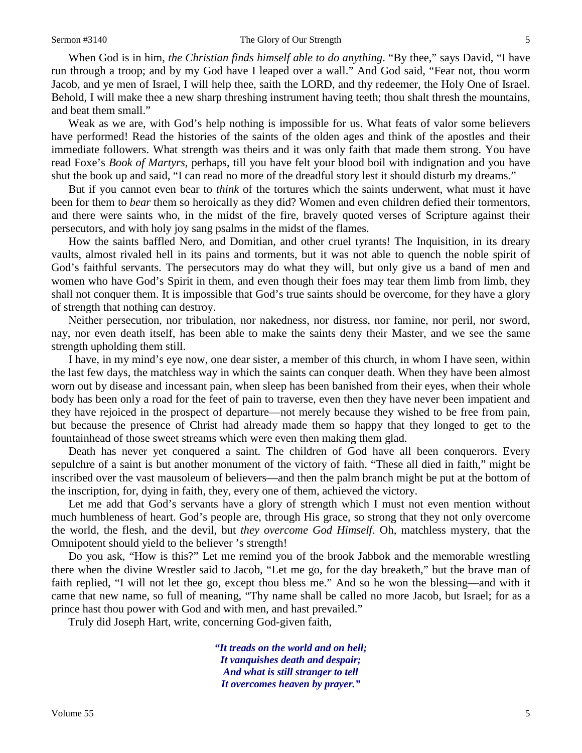When God is in him, *the Christian finds himself able to do anything*. "By thee," says David, "I have run through a troop; and by my God have I leaped over a wall." And God said, "Fear not, thou worm Jacob, and ye men of Israel, I will help thee, saith the LORD, and thy redeemer, the Holy One of Israel. Behold, I will make thee a new sharp threshing instrument having teeth; thou shalt thresh the mountains, and beat them small."

Weak as we are, with God's help nothing is impossible for us. What feats of valor some believers have performed! Read the histories of the saints of the olden ages and think of the apostles and their immediate followers. What strength was theirs and it was only faith that made them strong. You have read Foxe's *Book of Martyrs*, perhaps, till you have felt your blood boil with indignation and you have shut the book up and said, "I can read no more of the dreadful story lest it should disturb my dreams."

But if you cannot even bear to *think* of the tortures which the saints underwent, what must it have been for them to *bear* them so heroically as they did? Women and even children defied their tormentors, and there were saints who, in the midst of the fire, bravely quoted verses of Scripture against their persecutors, and with holy joy sang psalms in the midst of the flames.

How the saints baffled Nero, and Domitian, and other cruel tyrants! The Inquisition, in its dreary vaults, almost rivaled hell in its pains and torments, but it was not able to quench the noble spirit of God's faithful servants. The persecutors may do what they will, but only give us a band of men and women who have God's Spirit in them, and even though their foes may tear them limb from limb, they shall not conquer them. It is impossible that God's true saints should be overcome, for they have a glory of strength that nothing can destroy.

Neither persecution, nor tribulation, nor nakedness, nor distress, nor famine, nor peril, nor sword, nay, nor even death itself, has been able to make the saints deny their Master, and we see the same strength upholding them still.

I have, in my mind's eye now, one dear sister, a member of this church, in whom I have seen, within the last few days, the matchless way in which the saints can conquer death. When they have been almost worn out by disease and incessant pain, when sleep has been banished from their eyes, when their whole body has been only a road for the feet of pain to traverse, even then they have never been impatient and they have rejoiced in the prospect of departure—not merely because they wished to be free from pain, but because the presence of Christ had already made them so happy that they longed to get to the fountainhead of those sweet streams which were even then making them glad.

Death has never yet conquered a saint. The children of God have all been conquerors. Every sepulchre of a saint is but another monument of the victory of faith. "These all died in faith," might be inscribed over the vast mausoleum of believers—and then the palm branch might be put at the bottom of the inscription, for, dying in faith, they, every one of them, achieved the victory.

Let me add that God's servants have a glory of strength which I must not even mention without much humbleness of heart. God's people are, through His grace, so strong that they not only overcome the world, the flesh, and the devil, but *they overcome God Himself*. Oh, matchless mystery, that the Omnipotent should yield to the believer's strength!

Do you ask, "How is this?" Let me remind you of the brook Jabbok and the memorable wrestling there when the divine Wrestler said to Jacob, "Let me go, for the day breaketh," but the brave man of faith replied, "I will not let thee go, except thou bless me." And so he won the blessing—and with it came that new name, so full of meaning, "Thy name shall be called no more Jacob, but Israel; for as a prince hast thou power with God and with men, and hast prevailed."

Truly did Joseph Hart, write, concerning God-given faith,

> ***"It treads on the world and on hell;***
> ***It vanquishes death and despair;***
> ***And what is still stranger to tell***
> ***It overcomes heaven by prayer."***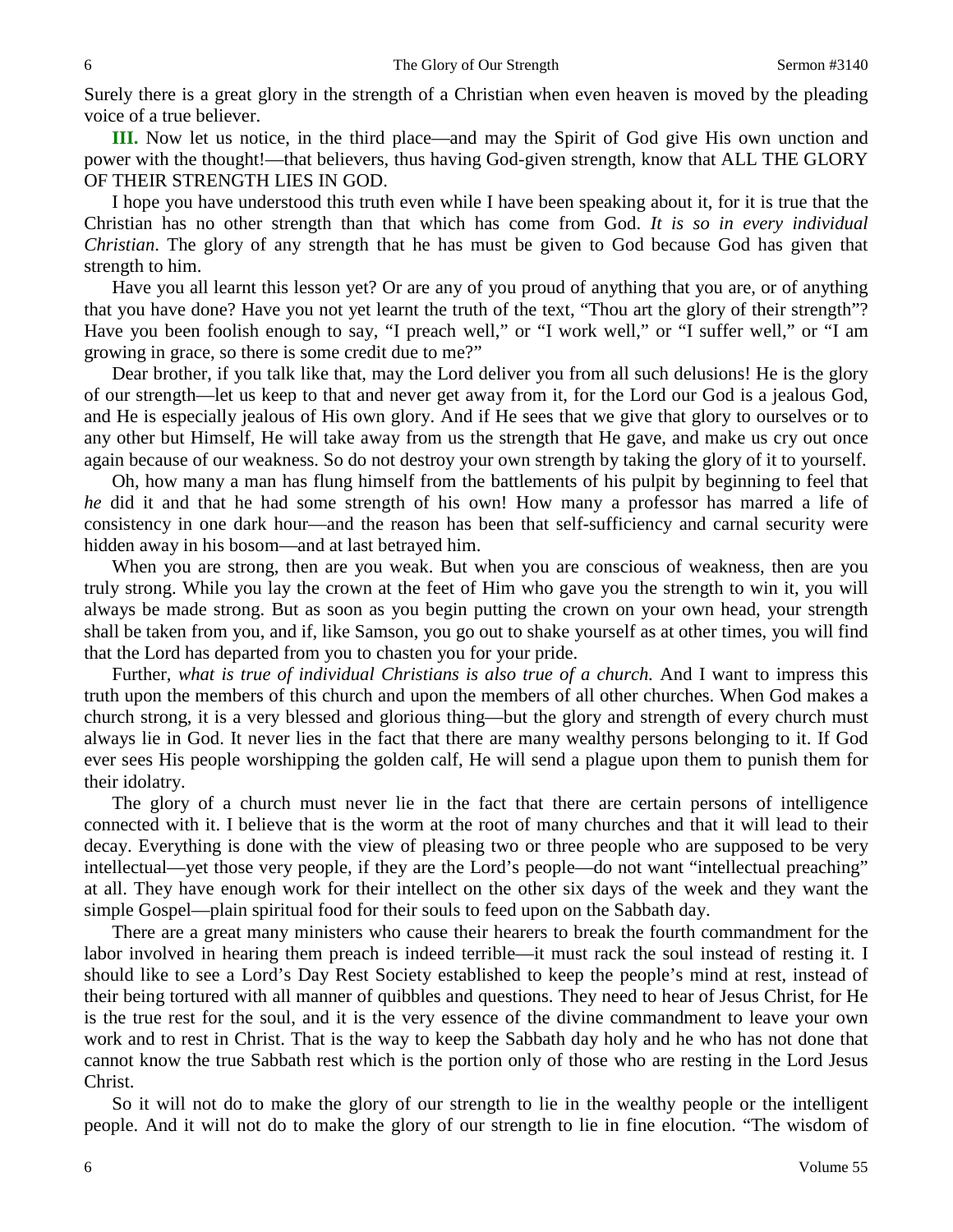Surely there is a great glory in the strength of a Christian when even heaven is moved by the pleading voice of a true believer.

**III.** Now let us notice, in the third place—and may the Spirit of God give His own unction and power with the thought!—that believers, thus having God-given strength, know that ALL THE GLORY OF THEIR STRENGTH LIES IN GOD.

I hope you have understood this truth even while I have been speaking about it, for it is true that the Christian has no other strength than that which has come from God. *It is so in every individual Christian*. The glory of any strength that he has must be given to God because God has given that strength to him.

Have you all learnt this lesson yet? Or are any of you proud of anything that you are, or of anything that you have done? Have you not yet learnt the truth of the text, "Thou art the glory of their strength"? Have you been foolish enough to say, "I preach well," or "I work well," or "I suffer well," or "I am growing in grace, so there is some credit due to me?"

Dear brother, if you talk like that, may the Lord deliver you from all such delusions! He is the glory of our strength—let us keep to that and never get away from it, for the Lord our God is a jealous God, and He is especially jealous of His own glory. And if He sees that we give that glory to ourselves or to any other but Himself, He will take away from us the strength that He gave, and make us cry out once again because of our weakness. So do not destroy your own strength by taking the glory of it to yourself.

Oh, how many a man has flung himself from the battlements of his pulpit by beginning to feel that *he* did it and that he had some strength of his own! How many a professor has marred a life of consistency in one dark hour—and the reason has been that self-sufficiency and carnal security were hidden away in his bosom—and at last betrayed him.

When you are strong, then are you weak. But when you are conscious of weakness, then are you truly strong. While you lay the crown at the feet of Him who gave you the strength to win it, you will always be made strong. But as soon as you begin putting the crown on your own head, your strength shall be taken from you, and if, like Samson, you go out to shake yourself as at other times, you will find that the Lord has departed from you to chasten you for your pride.

Further, *what is true of individual Christians is also true of a church.* And I want to impress this truth upon the members of this church and upon the members of all other churches. When God makes a church strong, it is a very blessed and glorious thing—but the glory and strength of every church must always lie in God. It never lies in the fact that there are many wealthy persons belonging to it. If God ever sees His people worshipping the golden calf, He will send a plague upon them to punish them for their idolatry.

The glory of a church must never lie in the fact that there are certain persons of intelligence connected with it. I believe that is the worm at the root of many churches and that it will lead to their decay. Everything is done with the view of pleasing two or three people who are supposed to be very intellectual—yet those very people, if they are the Lord's people—do not want "intellectual preaching" at all. They have enough work for their intellect on the other six days of the week and they want the simple Gospel—plain spiritual food for their souls to feed upon on the Sabbath day.

There are a great many ministers who cause their hearers to break the fourth commandment for the labor involved in hearing them preach is indeed terrible—it must rack the soul instead of resting it. I should like to see a Lord's Day Rest Society established to keep the people's mind at rest, instead of their being tortured with all manner of quibbles and questions. They need to hear of Jesus Christ, for He is the true rest for the soul, and it is the very essence of the divine commandment to leave your own work and to rest in Christ. That is the way to keep the Sabbath day holy and he who has not done that cannot know the true Sabbath rest which is the portion only of those who are resting in the Lord Jesus Christ.

So it will not do to make the glory of our strength to lie in the wealthy people or the intelligent people. And it will not do to make the glory of our strength to lie in fine elocution. "The wisdom of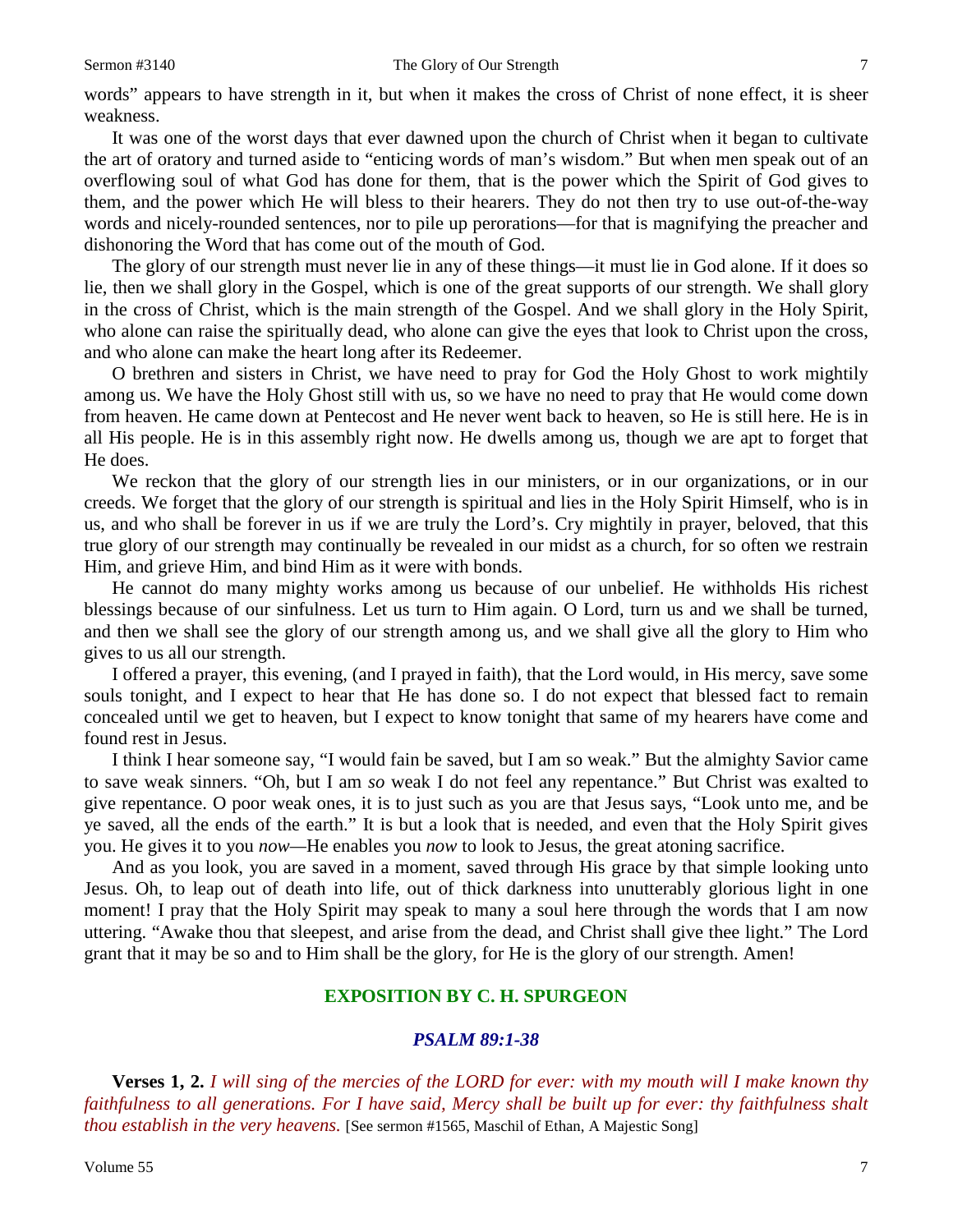words" appears to have strength in it, but when it makes the cross of Christ of none effect, it is sheer weakness.

It was one of the worst days that ever dawned upon the church of Christ when it began to cultivate the art of oratory and turned aside to "enticing words of man's wisdom." But when men speak out of an overflowing soul of what God has done for them, that is the power which the Spirit of God gives to them, and the power which He will bless to their hearers. They do not then try to use out-of-the-way words and nicely-rounded sentences, nor to pile up perorations—for that is magnifying the preacher and dishonoring the Word that has come out of the mouth of God.

The glory of our strength must never lie in any of these things—it must lie in God alone. If it does so lie, then we shall glory in the Gospel, which is one of the great supports of our strength. We shall glory in the cross of Christ, which is the main strength of the Gospel. And we shall glory in the Holy Spirit, who alone can raise the spiritually dead, who alone can give the eyes that look to Christ upon the cross, and who alone can make the heart long after its Redeemer.

O brethren and sisters in Christ, we have need to pray for God the Holy Ghost to work mightily among us. We have the Holy Ghost still with us, so we have no need to pray that He would come down from heaven. He came down at Pentecost and He never went back to heaven, so He is still here. He is in all His people. He is in this assembly right now. He dwells among us, though we are apt to forget that He does.

We reckon that the glory of our strength lies in our ministers, or in our organizations, or in our creeds. We forget that the glory of our strength is spiritual and lies in the Holy Spirit Himself, who is in us, and who shall be forever in us if we are truly the Lord's. Cry mightily in prayer, beloved, that this true glory of our strength may continually be revealed in our midst as a church, for so often we restrain Him, and grieve Him, and bind Him as it were with bonds.

He cannot do many mighty works among us because of our unbelief. He withholds His richest blessings because of our sinfulness. Let us turn to Him again. O Lord, turn us and we shall be turned, and then we shall see the glory of our strength among us, and we shall give all the glory to Him who gives to us all our strength.

I offered a prayer, this evening, (and I prayed in faith), that the Lord would, in His mercy, save some souls tonight, and I expect to hear that He has done so. I do not expect that blessed fact to remain concealed until we get to heaven, but I expect to know tonight that same of my hearers have come and found rest in Jesus.

I think I hear someone say, "I would fain be saved, but I am so weak." But the almighty Savior came to save weak sinners. "Oh, but I am *so* weak I do not feel any repentance." But Christ was exalted to give repentance. O poor weak ones, it is to just such as you are that Jesus says, "Look unto me, and be ye saved, all the ends of the earth." It is but a look that is needed, and even that the Holy Spirit gives you. He gives it to you *now*—He enables you *now* to look to Jesus, the great atoning sacrifice.

And as you look, you are saved in a moment, saved through His grace by that simple looking unto Jesus. Oh, to leap out of death into life, out of thick darkness into unutterably glorious light in one moment! I pray that the Holy Spirit may speak to many a soul here through the words that I am now uttering. "Awake thou that sleepest, and arise from the dead, and Christ shall give thee light." The Lord grant that it may be so and to Him shall be the glory, for He is the glory of our strength. Amen!

## EXPOSITION BY C. H. SPURGEON

### *PSALM 89:1-38*

**Verses 1, 2.** *I will sing of the mercies of the LORD for ever: with my mouth will I make known thy faithfulness to all generations. For I have said, Mercy shall be built up for ever: thy faithfulness shalt thou establish in the very heavens.* [See sermon #1565, Maschil of Ethan, A Majestic Song]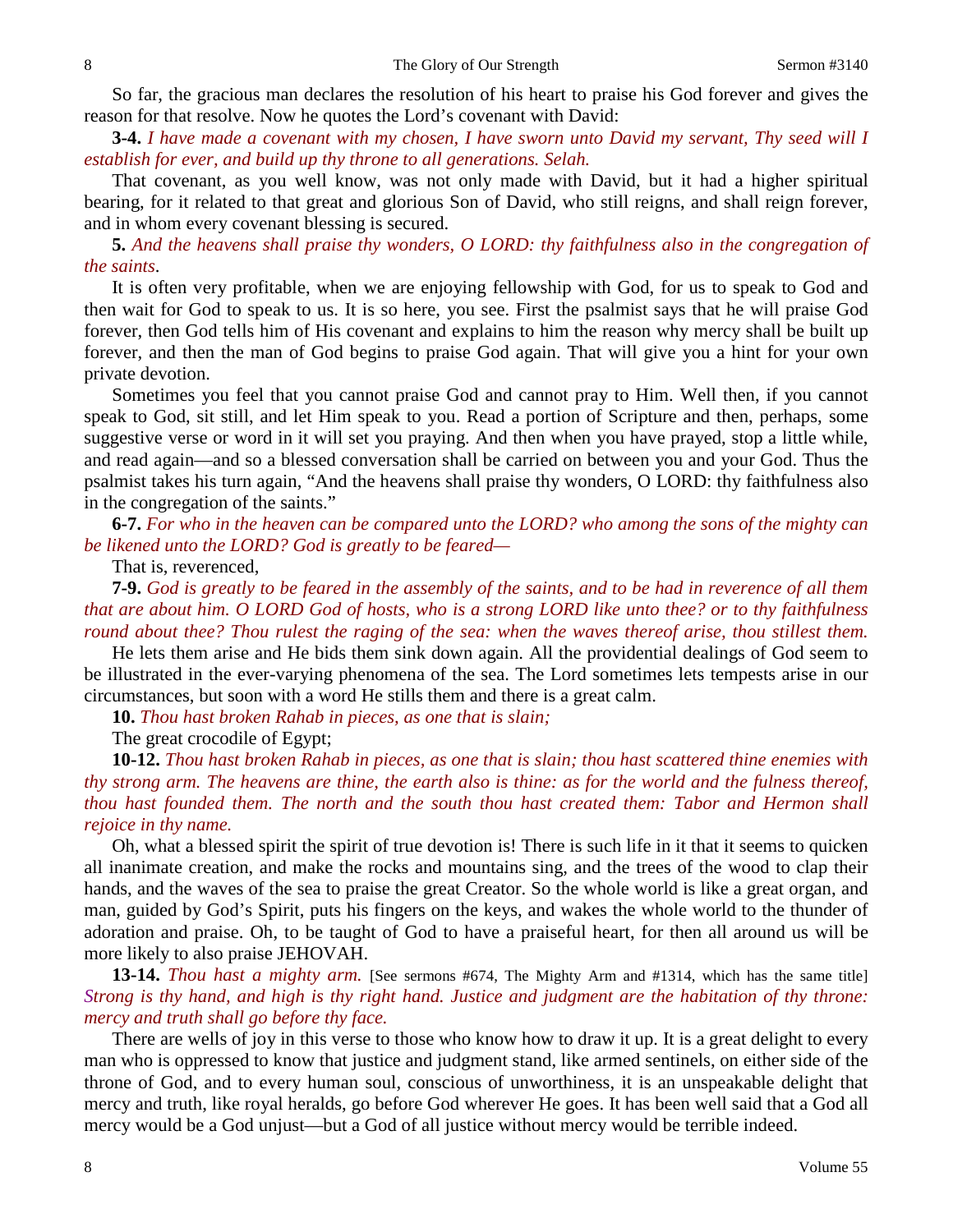So far, the gracious man declares the resolution of his heart to praise his God forever and gives the reason for that resolve. Now he quotes the Lord's covenant with David:

**3-4.** *I have made a covenant with my chosen, I have sworn unto David my servant, Thy seed will I establish for ever, and build up thy throne to all generations. Selah.*

That covenant, as you well know, was not only made with David, but it had a higher spiritual bearing, for it related to that great and glorious Son of David, who still reigns, and shall reign forever, and in whom every covenant blessing is secured.

**5.** *And the heavens shall praise thy wonders, O LORD: thy faithfulness also in the congregation of the saints.*

It is often very profitable, when we are enjoying fellowship with God, for us to speak to God and then wait for God to speak to us. It is so here, you see. First the psalmist says that he will praise God forever, then God tells him of His covenant and explains to him the reason why mercy shall be built up forever, and then the man of God begins to praise God again. That will give you a hint for your own private devotion.

Sometimes you feel that you cannot praise God and cannot pray to Him. Well then, if you cannot speak to God, sit still, and let Him speak to you. Read a portion of Scripture and then, perhaps, some suggestive verse or word in it will set you praying. And then when you have prayed, stop a little while, and read again—and so a blessed conversation shall be carried on between you and your God. Thus the psalmist takes his turn again, "And the heavens shall praise thy wonders, O LORD: thy faithfulness also in the congregation of the saints."

**6-7.** *For who in the heaven can be compared unto the LORD? who among the sons of the mighty can be likened unto the LORD? God is greatly to be feared—*

That is, reverenced,

**7-9.** *God is greatly to be feared in the assembly of the saints, and to be had in reverence of all them that are about him. O LORD God of hosts, who is a strong LORD like unto thee? or to thy faithfulness round about thee? Thou rulest the raging of the sea: when the waves thereof arise, thou stillest them.*

He lets them arise and He bids them sink down again. All the providential dealings of God seem to be illustrated in the ever-varying phenomena of the sea. The Lord sometimes lets tempests arise in our circumstances, but soon with a word He stills them and there is a great calm.

**10.** *Thou hast broken Rahab in pieces, as one that is slain;*

The great crocodile of Egypt;

**10-12.** *Thou hast broken Rahab in pieces, as one that is slain; thou hast scattered thine enemies with thy strong arm. The heavens are thine, the earth also is thine: as for the world and the fulness thereof, thou hast founded them. The north and the south thou hast created them: Tabor and Hermon shall rejoice in thy name.*

Oh, what a blessed spirit the spirit of true devotion is! There is such life in it that it seems to quicken all inanimate creation, and make the rocks and mountains sing, and the trees of the wood to clap their hands, and the waves of the sea to praise the great Creator. So the whole world is like a great organ, and man, guided by God's Spirit, puts his fingers on the keys, and wakes the whole world to the thunder of adoration and praise. Oh, to be taught of God to have a praiseful heart, for then all around us will be more likely to also praise JEHOVAH.

**13-14.** *Thou hast a mighty arm.* [See sermons #674, The Mighty Arm and #1314, which has the same title] *Strong is thy hand, and high is thy right hand. Justice and judgment are the habitation of thy throne: mercy and truth shall go before thy face.*

There are wells of joy in this verse to those who know how to draw it up. It is a great delight to every man who is oppressed to know that justice and judgment stand, like armed sentinels, on either side of the throne of God, and to every human soul, conscious of unworthiness, it is an unspeakable delight that mercy and truth, like royal heralds, go before God wherever He goes. It has been well said that a God all mercy would be a God unjust—but a God of all justice without mercy would be terrible indeed.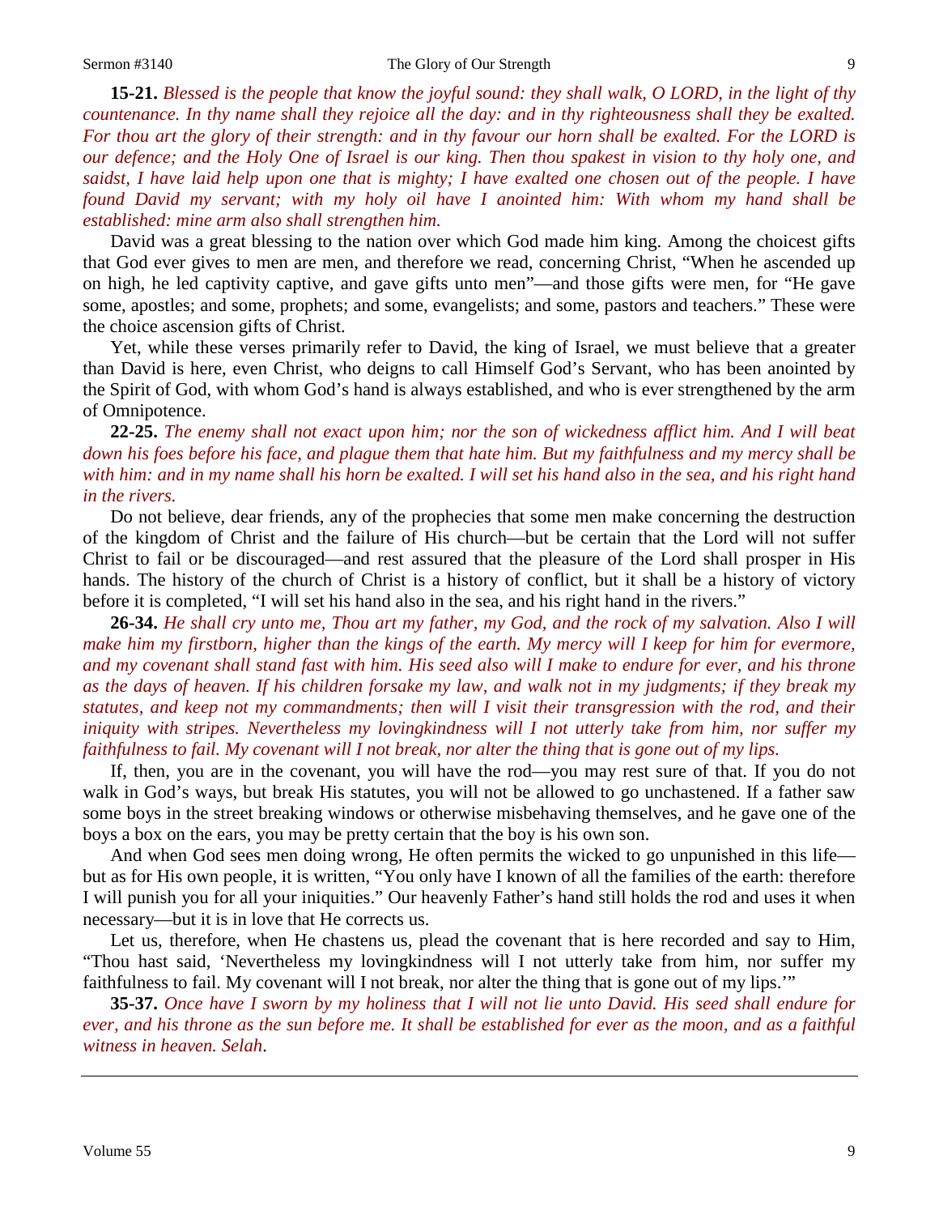**15-21.** *Blessed is the people that know the joyful sound: they shall walk, O LORD, in the light of thy countenance. In thy name shall they rejoice all the day: and in thy righteousness shall they be exalted. For thou art the glory of their strength: and in thy favour our horn shall be exalted. For the LORD is our defence; and the Holy One of Israel is our king. Then thou spakest in vision to thy holy one, and saidst, I have laid help upon one that is mighty; I have exalted one chosen out of the people. I have found David my servant; with my holy oil have I anointed him: With whom my hand shall be established: mine arm also shall strengthen him.*

David was a great blessing to the nation over which God made him king. Among the choicest gifts that God ever gives to men are men, and therefore we read, concerning Christ, "When he ascended up on high, he led captivity captive, and gave gifts unto men"—and those gifts were men, for "He gave some, apostles; and some, prophets; and some, evangelists; and some, pastors and teachers." These were the choice ascension gifts of Christ.

Yet, while these verses primarily refer to David, the king of Israel, we must believe that a greater than David is here, even Christ, who deigns to call Himself God's Servant, who has been anointed by the Spirit of God, with whom God's hand is always established, and who is ever strengthened by the arm of Omnipotence.

**22-25.** *The enemy shall not exact upon him; nor the son of wickedness afflict him. And I will beat down his foes before his face, and plague them that hate him. But my faithfulness and my mercy shall be with him: and in my name shall his horn be exalted. I will set his hand also in the sea, and his right hand in the rivers.*

Do not believe, dear friends, any of the prophecies that some men make concerning the destruction of the kingdom of Christ and the failure of His church—but be certain that the Lord will not suffer Christ to fail or be discouraged—and rest assured that the pleasure of the Lord shall prosper in His hands. The history of the church of Christ is a history of conflict, but it shall be a history of victory before it is completed, "I will set his hand also in the sea, and his right hand in the rivers."

**26-34.** *He shall cry unto me, Thou art my father, my God, and the rock of my salvation. Also I will make him my firstborn, higher than the kings of the earth. My mercy will I keep for him for evermore, and my covenant shall stand fast with him. His seed also will I make to endure for ever, and his throne as the days of heaven. If his children forsake my law, and walk not in my judgments; if they break my statutes, and keep not my commandments; then will I visit their transgression with the rod, and their iniquity with stripes. Nevertheless my lovingkindness will I not utterly take from him, nor suffer my faithfulness to fail. My covenant will I not break, nor alter the thing that is gone out of my lips.*

If, then, you are in the covenant, you will have the rod—you may rest sure of that. If you do not walk in God's ways, but break His statutes, you will not be allowed to go unchastened. If a father saw some boys in the street breaking windows or otherwise misbehaving themselves, and he gave one of the boys a box on the ears, you may be pretty certain that the boy is his own son.

And when God sees men doing wrong, He often permits the wicked to go unpunished in this life—but as for His own people, it is written, "You only have I known of all the families of the earth: therefore I will punish you for all your iniquities." Our heavenly Father's hand still holds the rod and uses it when necessary—but it is in love that He corrects us.

Let us, therefore, when He chastens us, plead the covenant that is here recorded and say to Him, "Thou hast said, 'Nevertheless my lovingkindness will I not utterly take from him, nor suffer my faithfulness to fail. My covenant will I not break, nor alter the thing that is gone out of my lips.'"

**35-37.** *Once have I sworn by my holiness that I will not lie unto David. His seed shall endure for ever, and his throne as the sun before me. It shall be established for ever as the moon, and as a faithful witness in heaven. Selah.*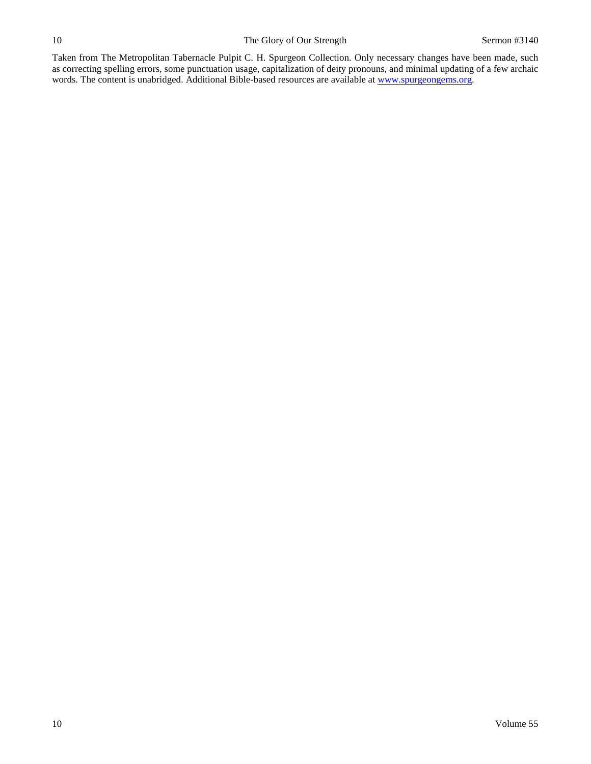Taken from The Metropolitan Tabernacle Pulpit C. H. Spurgeon Collection. Only necessary changes have been made, such as correcting spelling errors, some punctuation usage, capitalization of deity pronouns, and minimal updating of a few archaic words. The content is unabridged. Additional Bible-based resources are available at [www.spurgeongems.org](http://www.spurgeongems.org).